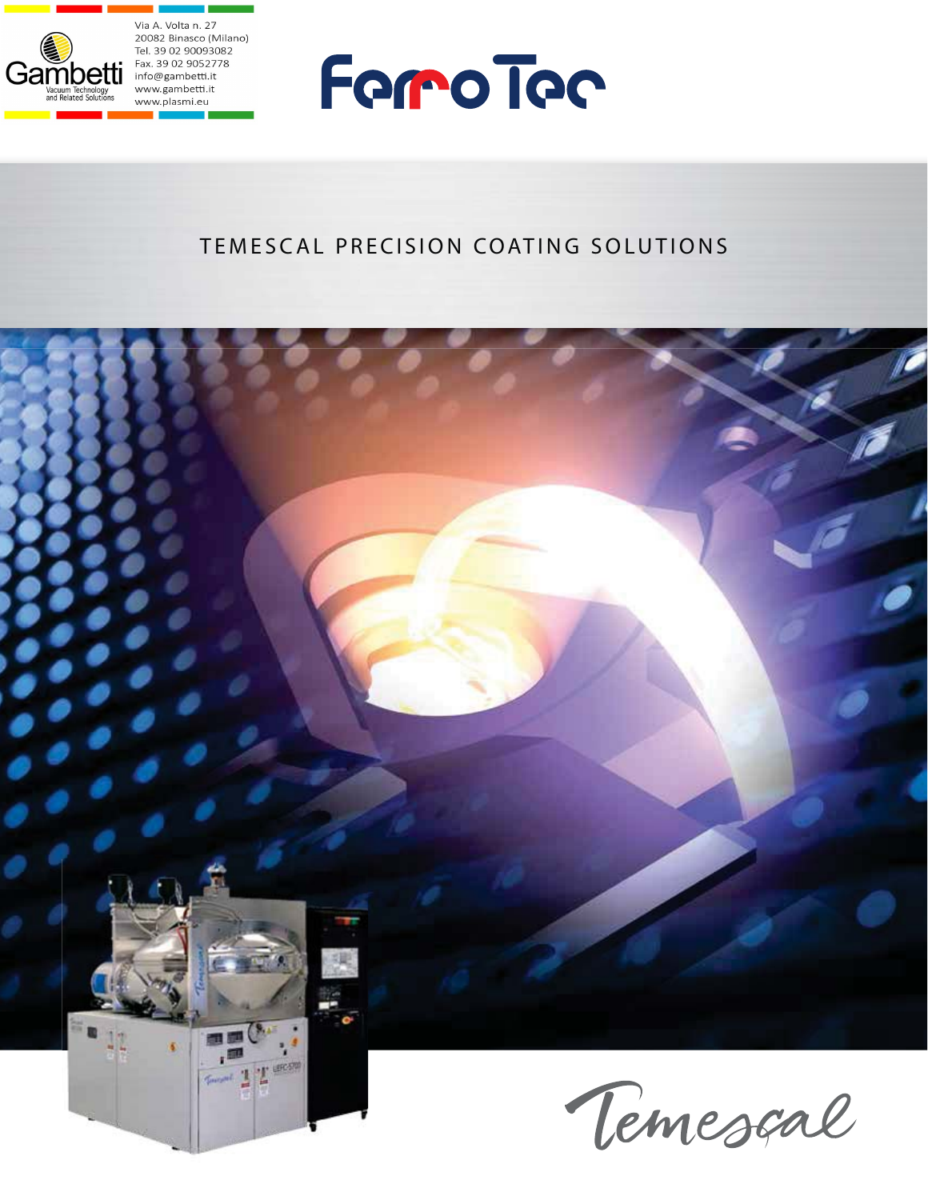Gambetti
Vacuum Technology and Related Solutions

Via A. Volta n. 27
20082 Binasco (Milano)
Tel. 39 02 90093082
Fax. 39 02 9052778
info@gambetti.it
www.gambetti.it
www.plasmi.eu

FerroTec

# TEMESCAL PRECISION COATING SOLUTIONS

Temescal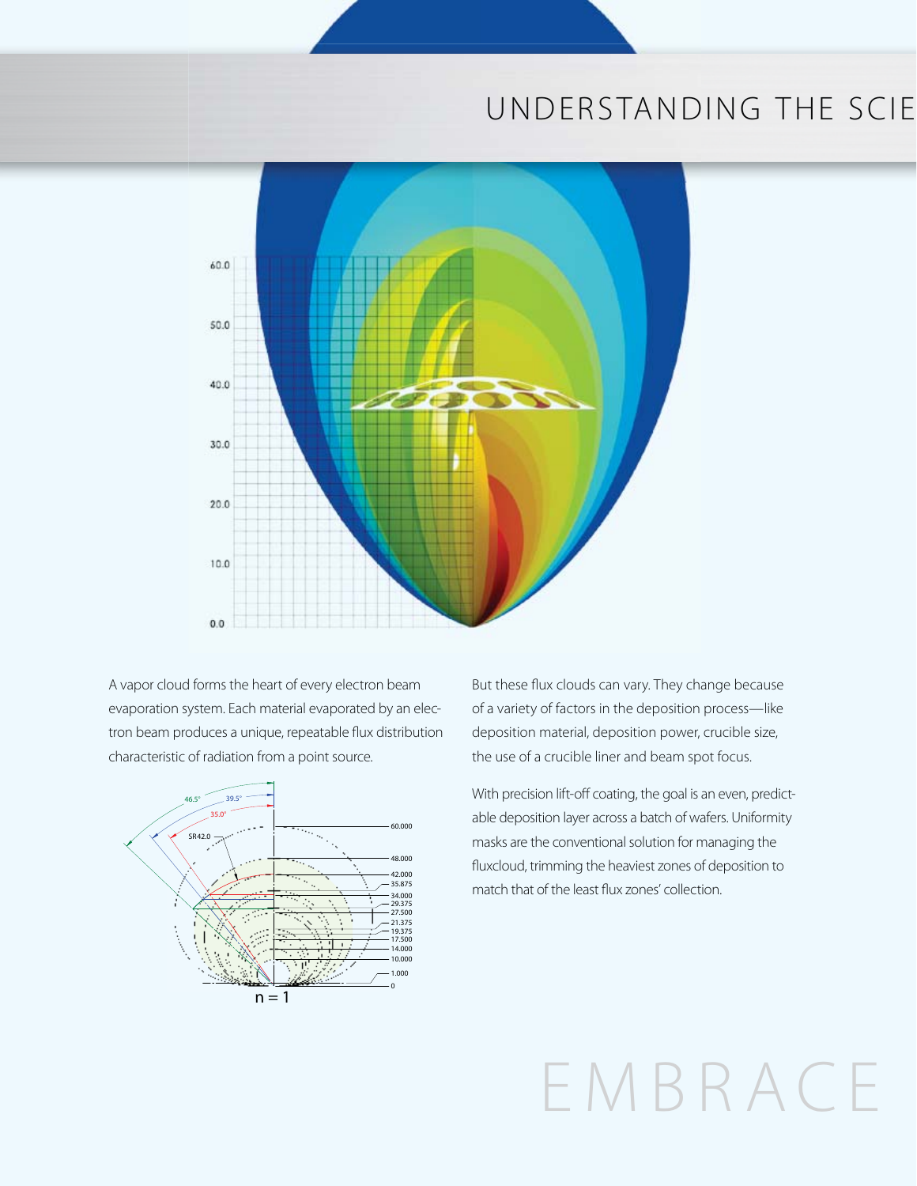# UNDERSTANDING THE SCIE

A vapor cloud forms the heart of every electron beam evaporation system. Each material evaporated by an electron beam produces a unique, repeatable flux distribution characteristic of radiation from a point source.

But these flux clouds can vary. They change because of a variety of factors in the deposition process—like deposition material, deposition power, crucible size, the use of a crucible liner and beam spot focus.

With precision lift-off coating, the goal is an even, predictable deposition layer across a batch of wafers. Uniformity masks are the conventional solution for managing the fluxcloud, trimming the heaviest zones of deposition to match that of the least flux zones' collection.

EMBRACE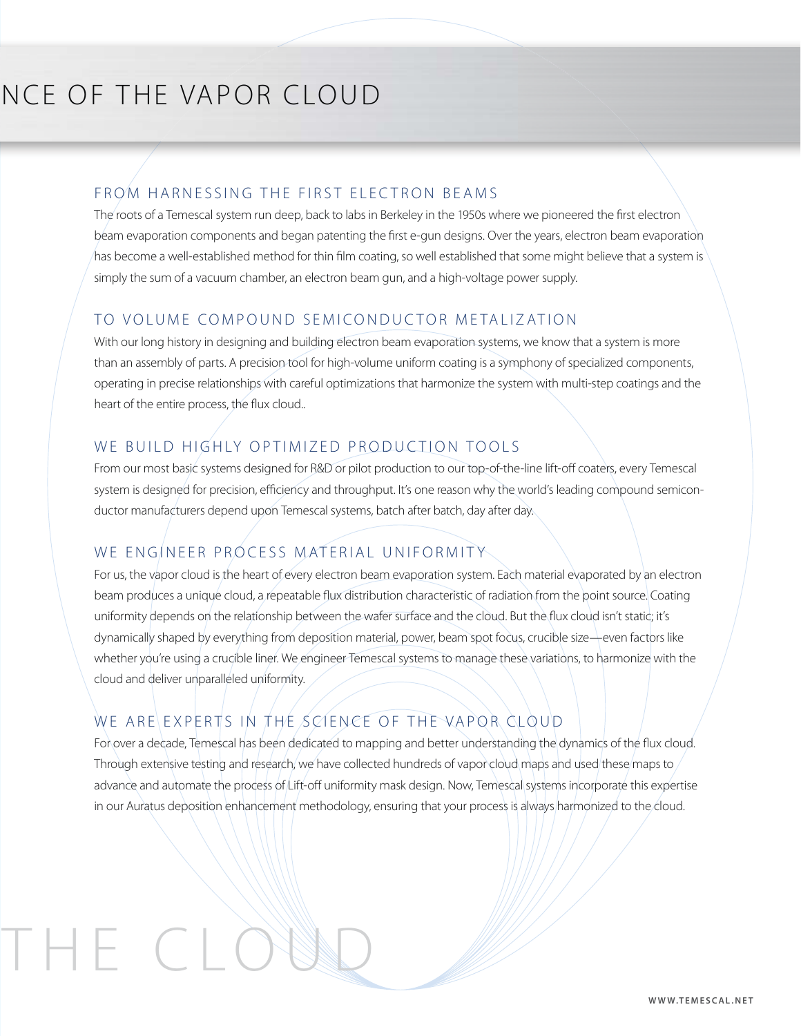# NCE OF THE VAPOR CLOUD

## FROM HARNESSING THE FIRST ELECTRON BEAMS

The roots of a Temescal system run deep, back to labs in Berkeley in the 1950s where we pioneered the first electron beam evaporation components and began patenting the first e-gun designs. Over the years, electron beam evaporation has become a well-established method for thin film coating, so well established that some might believe that a system is simply the sum of a vacuum chamber, an electron beam gun, and a high-voltage power supply.

## TO VOLUME COMPOUND SEMICONDUCTOR METALIZATION

With our long history in designing and building electron beam evaporation systems, we know that a system is more than an assembly of parts. A precision tool for high-volume uniform coating is a symphony of specialized components, operating in precise relationships with careful optimizations that harmonize the system with multi-step coatings and the heart of the entire process, the flux cloud..

## WE BUILD HIGHLY OPTIMIZED PRODUCTION TOOLS

From our most basic systems designed for R&D or pilot production to our top-of-the-line lift-off coaters, every Temescal system is designed for precision, efficiency and throughput. It's one reason why the world's leading compound semiconductor manufacturers depend upon Temescal systems, batch after batch, day after day.

## WE ENGINEER PROCESS MATERIAL UNIFORMITY

For us, the vapor cloud is the heart of every electron beam evaporation system. Each material evaporated by an electron beam produces a unique cloud, a repeatable flux distribution characteristic of radiation from the point source. Coating uniformity depends on the relationship between the wafer surface and the cloud. But the flux cloud isn't static; it's dynamically shaped by everything from deposition material, power, beam spot focus, crucible size—even factors like whether you're using a crucible liner. We engineer Temescal systems to manage these variations, to harmonize with the cloud and deliver unparalleled uniformity.

## WE ARE EXPERTS IN THE SCIENCE OF THE VAPOR CLOUD

For over a decade, Temescal has been dedicated to mapping and better understanding the dynamics of the flux cloud. Through extensive testing and research, we have collected hundreds of vapor cloud maps and used these maps to advance and automate the process of Lift-off uniformity mask design. Now, Temescal systems incorporate this expertise in our Auratus deposition enhancement methodology, ensuring that your process is always harmonized to the cloud.

THE CLOUD

WWW.TEMESCAL.NET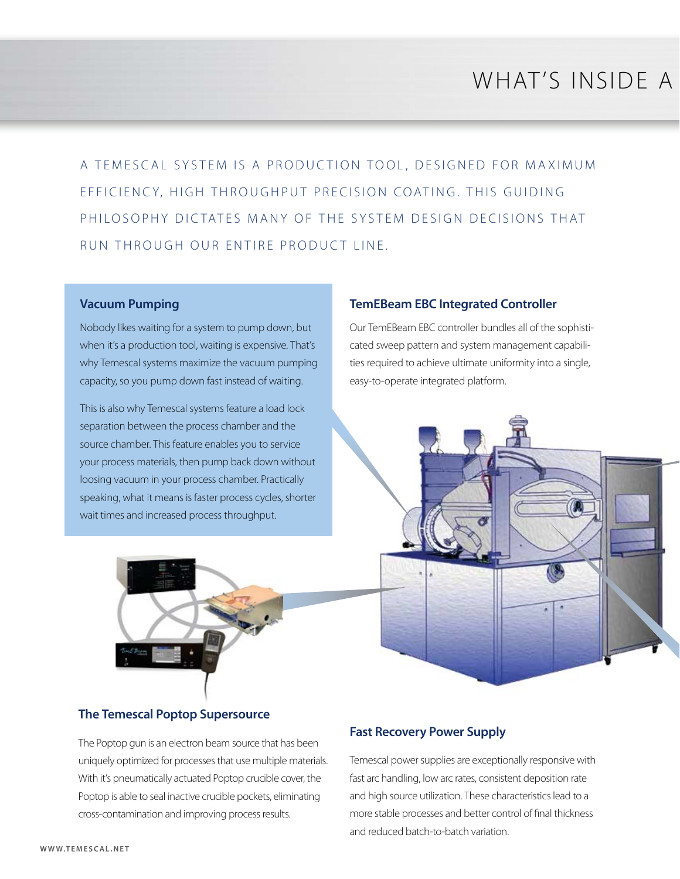# WHAT'S INSIDE A

A TEMESCAL SYSTEM IS A PRODUCTION TOOL, DESIGNED FOR MAXIMUM EFFICIENCY, HIGH THROUGHPUT PRECISION COATING. THIS GUIDING PHILOSOPHY DICTATES MANY OF THE SYSTEM DESIGN DECISIONS THAT RUN THROUGH OUR ENTIRE PRODUCT LINE.

### Vacuum Pumping

Nobody likes waiting for a system to pump down, but when it's a production tool, waiting is expensive. That's why Temescal systems maximize the vacuum pumping capacity, so you pump down fast instead of waiting.

This is also why Temescal systems feature a load lock separation between the process chamber and the source chamber. This feature enables you to service your process materials, then pump back down without loosing vacuum in your process chamber. Practically speaking, what it means is faster process cycles, shorter wait times and increased process throughput.

### TemEBeam EBC Integrated Controller

Our TemEBeam EBC controller bundles all of the sophisticated sweep pattern and system management capabilities required to achieve ultimate uniformity into a single, easy-to-operate integrated platform.

### The Temescal Poptop Supersource

The Poptop gun is an electron beam source that has been uniquely optimized for processes that use multiple materials. With it's pneumatically actuated Poptop crucible cover, the Poptop is able to seal inactive crucible pockets, eliminating cross-contamination and improving process results.

### Fast Recovery Power Supply

Temescal power supplies are exceptionally responsive with fast arc handling, low arc rates, consistent deposition rate and high source utilization. These characteristics lead to a more stable processes and better control of final thickness and reduced batch-to-batch variation.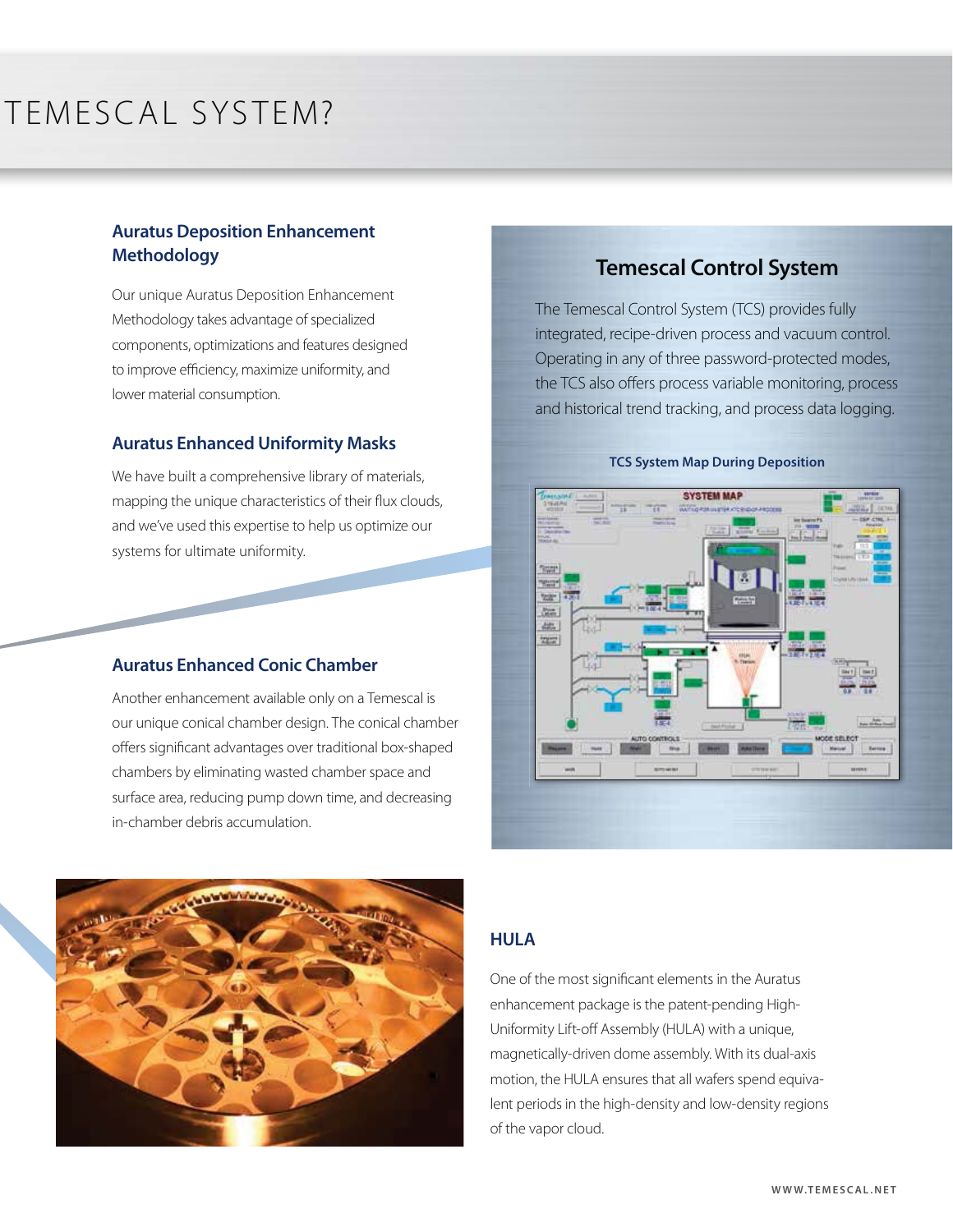# TEMESCAL SYSTEM?

### Auratus Deposition Enhancement Methodology

Our unique Auratus Deposition Enhancement Methodology takes advantage of specialized components, optimizations and features designed to improve efficiency, maximize uniformity, and lower material consumption.

### Auratus Enhanced Uniformity Masks

We have built a comprehensive library of materials, mapping the unique characteristics of their flux clouds, and we've used this expertise to help us optimize our systems for ultimate uniformity.

### Auratus Enhanced Conic Chamber

Another enhancement available only on a Temescal is our unique conical chamber design. The conical chamber offers significant advantages over traditional box-shaped chambers by eliminating wasted chamber space and surface area, reducing pump down time, and decreasing in-chamber debris accumulation.

## Temescal Control System

The Temescal Control System (TCS) provides fully integrated, recipe-driven process and vacuum control. Operating in any of three password-protected modes, the TCS also offers process variable monitoring, process and historical trend tracking, and process data logging.

**TCS System Map During Deposition**

### HULA

One of the most significant elements in the Auratus enhancement package is the patent-pending High-Uniformity Lift-off Assembly (HULA) with a unique, magnetically-driven dome assembly. With its dual-axis motion, the HULA ensures that all wafers spend equivalent periods in the high-density and low-density regions of the vapor cloud.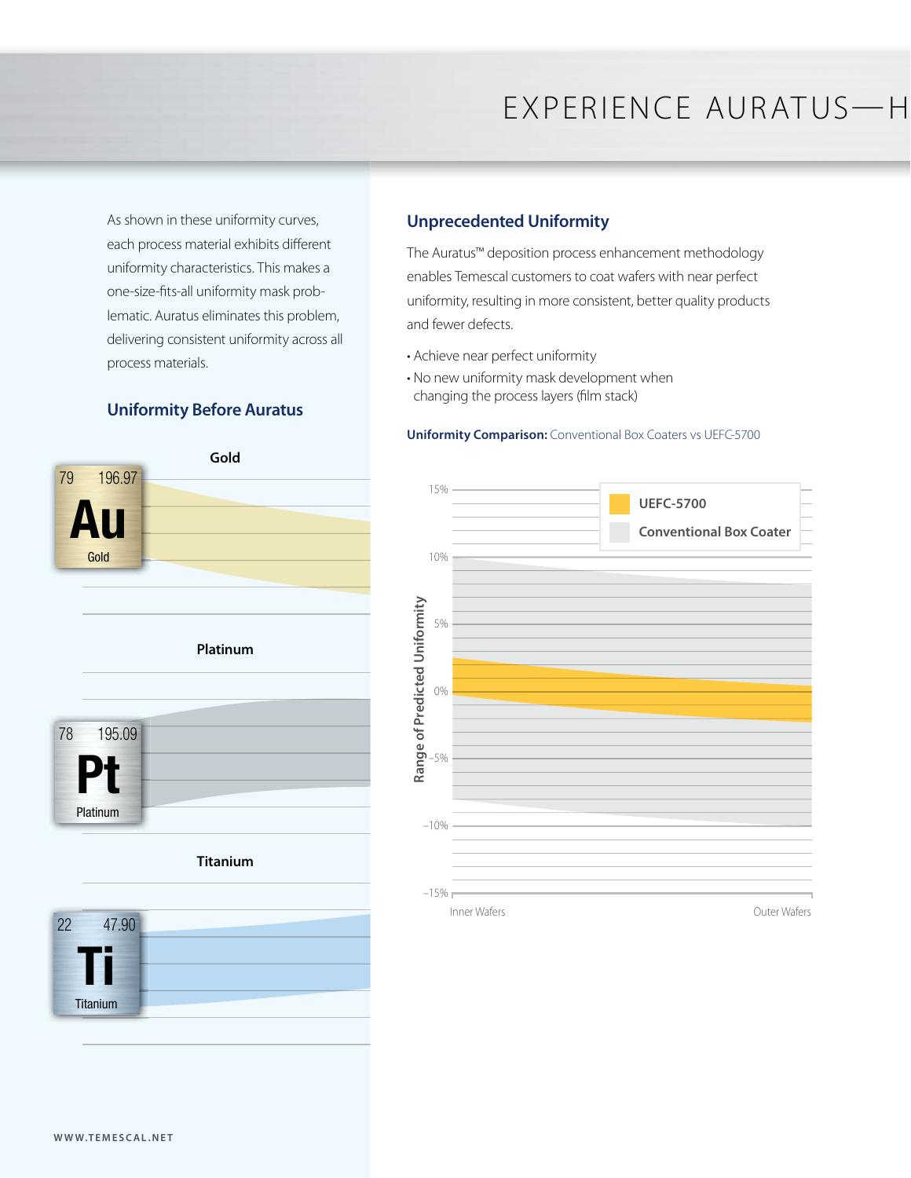# EXPERIENCE AURATUS—H

As shown in these uniformity curves, each process material exhibits different uniformity characteristics. This makes a one-size-fits-all uniformity mask problematic. Auratus eliminates this problem, delivering consistent uniformity across all process materials.

## Uniformity Before Auratus

Gold

79 196.97 Au Gold

Platinum

78 195.09 Pt Platinum

Titanium

22 47.90 Ti Titanium

## Unprecedented Uniformity

The Auratus™ deposition process enhancement methodology enables Temescal customers to coat wafers with near perfect uniformity, resulting in more consistent, better quality products and fewer defects.

- Achieve near perfect uniformity
- No new uniformity mask development when changing the process layers (film stack)

**Uniformity Comparison:** Conventional Box Coaters vs UEFC-5700

UEFC-5700

Conventional Box Coater

Range of Predicted Uniformity

15%, 10%, 5%, 0%, −5%, −10%, −15%

Inner Wafers — Outer Wafers

WWW.TEMESCAL.NET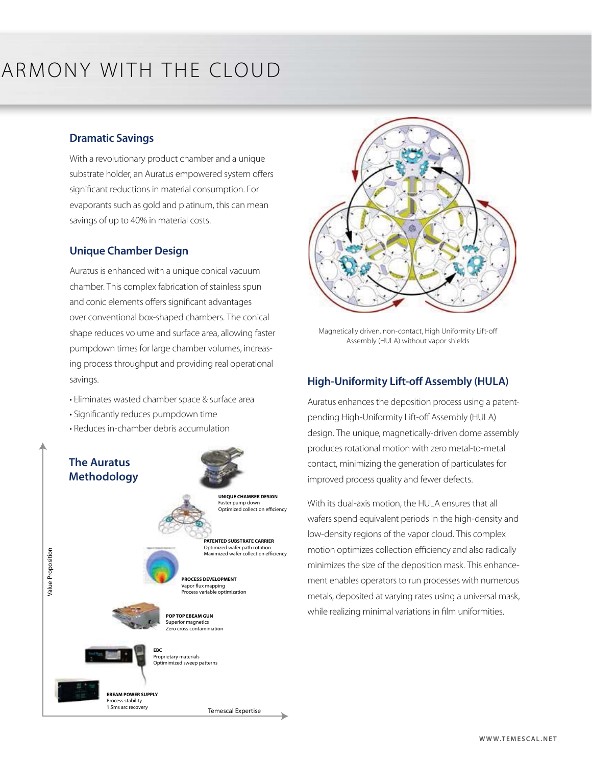# ARMONY WITH THE CLOUD

## Dramatic Savings

With a revolutionary product chamber and a unique substrate holder, an Auratus empowered system offers significant reductions in material consumption. For evaporants such as gold and platinum, this can mean savings of up to 40% in material costs.

## Unique Chamber Design

Auratus is enhanced with a unique conical vacuum chamber. This complex fabrication of stainless spun and conic elements offers significant advantages over conventional box-shaped chambers. The conical shape reduces volume and surface area, allowing faster pumpdown times for large chamber volumes, increasing process throughput and providing real operational savings.

- Eliminates wasted chamber space & surface area
- Significantly reduces pumpdown time
- Reduces in-chamber debris accumulation

## The Auratus Methodology

**UNIQUE CHAMBER DESIGN**
Faster pump down
Optimized collection efficiency

**PATENTED SUBSTRATE CARRIER**
Optimized wafer path rotation
Maximized wafer collection efficiency

**PROCESS DEVELOPMENT**
Vapor flux mapping
Process variable optimization

**POP TOP EBEAM GUN**
Superior magnetics
Zero cross contaminiation

**EBC**
Proprietary materials
Optimimized sweep patterns

**EBEAM POWER SUPPLY**
Process stability
1.5ms arc recovery

Value Proposition

Temescal Expertise

Magnetically driven, non-contact, High Uniformity Lift-off Assembly (HULA) without vapor shields

## High-Uniformity Lift-off Assembly (HULA)

Auratus enhances the deposition process using a patent-pending High-Uniformity Lift-off Assembly (HULA) design. The unique, magnetically-driven dome assembly produces rotational motion with zero metal-to-metal contact, minimizing the generation of particulates for improved process quality and fewer defects.

With its dual-axis motion, the HULA ensures that all wafers spend equivalent periods in the high-density and low-density regions of the vapor cloud. This complex motion optimizes collection efficiency and also radically minimizes the size of the deposition mask. This enhancement enables operators to run processes with numerous metals, deposited at varying rates using a universal mask, while realizing minimal variations in film uniformities.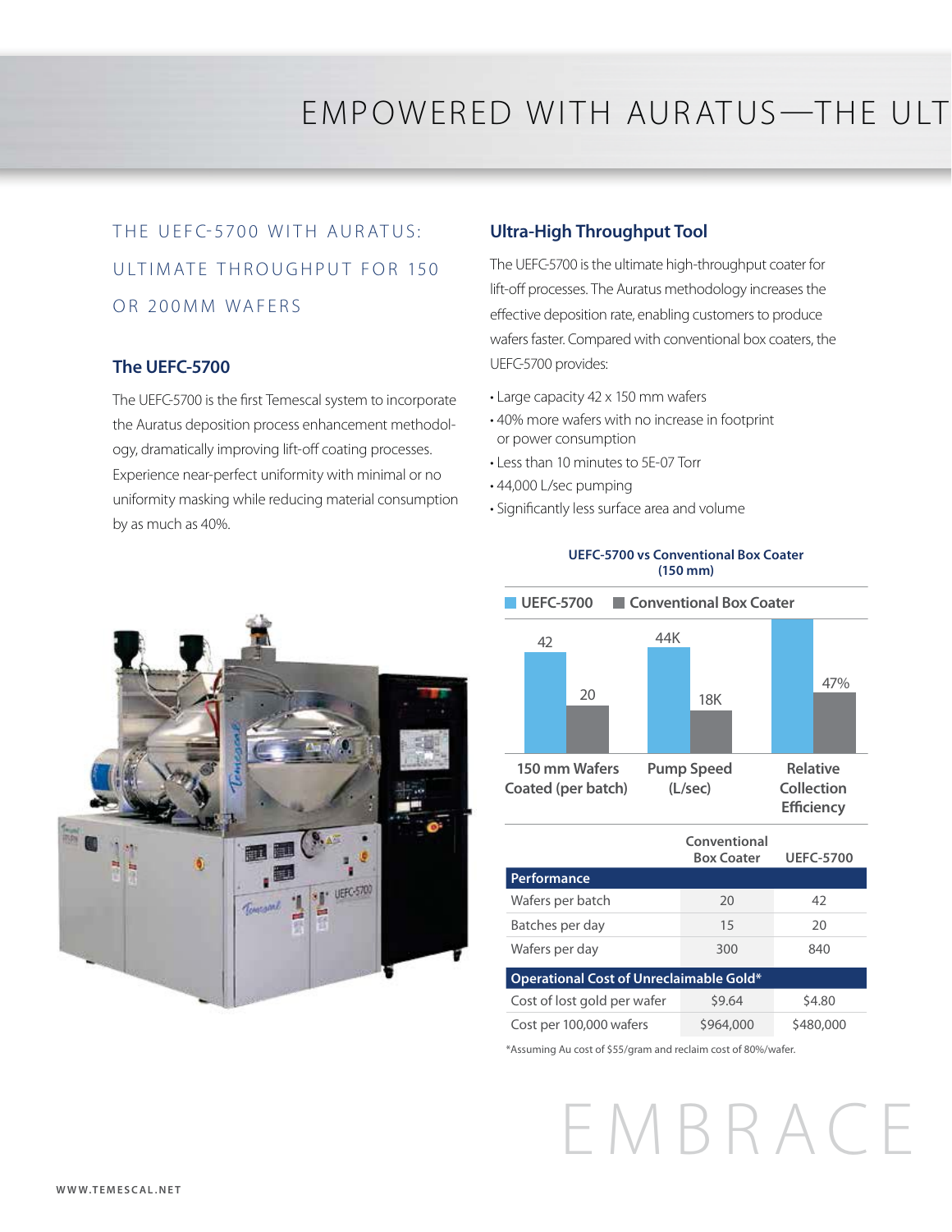# EMPOWERED WITH AURATUS—THE ULT

## THE UEFC-5700 WITH AURATUS: ULTIMATE THROUGHPUT FOR 150 OR 200MM WAFERS

### The UEFC-5700

The UEFC-5700 is the first Temescal system to incorporate the Auratus deposition process enhancement methodology, dramatically improving lift-off coating processes. Experience near-perfect uniformity with minimal or no uniformity masking while reducing material consumption by as much as 40%.

### Ultra-High Throughput Tool

The UEFC-5700 is the ultimate high-throughput coater for lift-off processes. The Auratus methodology increases the effective deposition rate, enabling customers to produce wafers faster. Compared with conventional box coaters, the UEFC-5700 provides:

- Large capacity 42 x 150 mm wafers
- 40% more wafers with no increase in footprint or power consumption
- Less than 10 minutes to 5E-07 Torr
- 44,000 L/sec pumping
- Significantly less surface area and volume

**UEFC-5700 vs Conventional Box Coater (150 mm)**

| | UEFC-5700 | Conventional Box Coater |
|---|---|---|
| 150 mm Wafers Coated (per batch) | 42 | 20 |
| Pump Speed (L/sec) | 44K | 18K |
| Relative Collection Efficiency | | 47% |

| | Conventional Box Coater | UEFC-5700 |
|---|---|---|
| **Performance** | | |
| Wafers per batch | 20 | 42 |
| Batches per day | 15 | 20 |
| Wafers per day | 300 | 840 |
| **Operational Cost of Unreclaimable Gold*** | | |
| Cost of lost gold per wafer | $9.64 | $4.80 |
| Cost per 100,000 wafers | $964,000 | $480,000 |

*Assuming Au cost of $55/gram and reclaim cost of 80%/wafer.

EMBRACE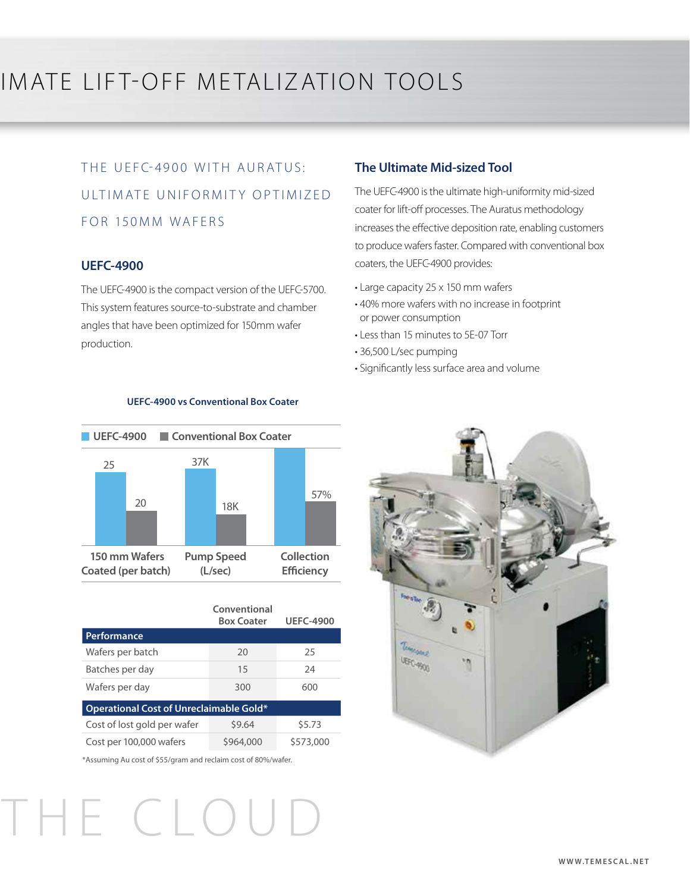# IMATE LIFT-OFF METALIZATION TOOLS

## THE UEFC-4900 WITH AURATUS: ULTIMATE UNIFORMITY OPTIMIZED FOR 150MM WAFERS

### UEFC-4900

The UEFC-4900 is the compact version of the UEFC-5700. This system features source-to-substrate and chamber angles that have been optimized for 150mm wafer production.

### The Ultimate Mid-sized Tool

The UEFC-4900 is the ultimate high-uniformity mid-sized coater for lift-off processes. The Auratus methodology increases the effective deposition rate, enabling customers to produce wafers faster. Compared with conventional box coaters, the UEFC-4900 provides:

- Large capacity 25 x 150 mm wafers
- 40% more wafers with no increase in footprint or power consumption
- Less than 15 minutes to 5E-07 Torr
- 36,500 L/sec pumping
- Significantly less surface area and volume

**UEFC-4900 vs Conventional Box Coater**

| | UEFC-4900 | Conventional Box Coater |
|---|---|---|
| 150 mm Wafers Coated (per batch) | 25 | 20 |
| Pump Speed (L/sec) | 37K | 18K |
| Collection Efficiency | | 57% |

| | Conventional Box Coater | UEFC-4900 |
|---|---|---|
| **Performance** | | |
| Wafers per batch | 20 | 25 |
| Batches per day | 15 | 24 |
| Wafers per day | 300 | 600 |
| **Operational Cost of Unreclaimable Gold*** | | |
| Cost of lost gold per wafer | $9.64 | $5.73 |
| Cost per 100,000 wafers | $964,000 | $573,000 |

*Assuming Au cost of $55/gram and reclaim cost of 80%/wafer.

THE CLOUD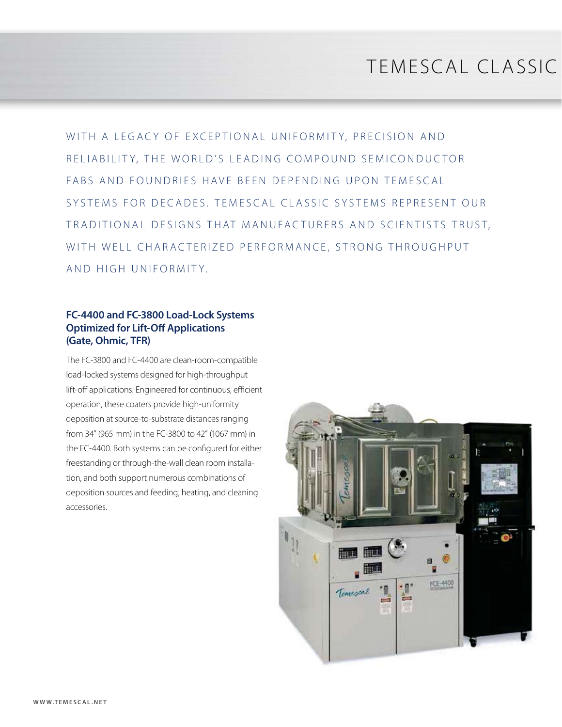# TEMESCAL CLASSIC

WITH A LEGACY OF EXCEPTIONAL UNIFORMITY, PRECISION AND RELIABILITY, THE WORLD'S LEADING COMPOUND SEMICONDUCTOR FABS AND FOUNDRIES HAVE BEEN DEPENDING UPON TEMESCAL SYSTEMS FOR DECADES. TEMESCAL CLASSIC SYSTEMS REPRESENT OUR TRADITIONAL DESIGNS THAT MANUFACTURERS AND SCIENTISTS TRUST, WITH WELL CHARACTERIZED PERFORMANCE, STRONG THROUGHPUT AND HIGH UNIFORMITY.

## FC-4400 and FC-3800 Load-Lock Systems Optimized for Lift-Off Applications (Gate, Ohmic, TFR)

The FC-3800 and FC-4400 are clean-room-compatible load-locked systems designed for high-throughput lift-off applications. Engineered for continuous, efficient operation, these coaters provide high-uniformity deposition at source-to-substrate distances ranging from 34" (965 mm) in the FC-3800 to 42" (1067 mm) in the FC-4400. Both systems can be configured for either freestanding or through-the-wall clean room installation, and both support numerous combinations of deposition sources and feeding, heating, and cleaning accessories.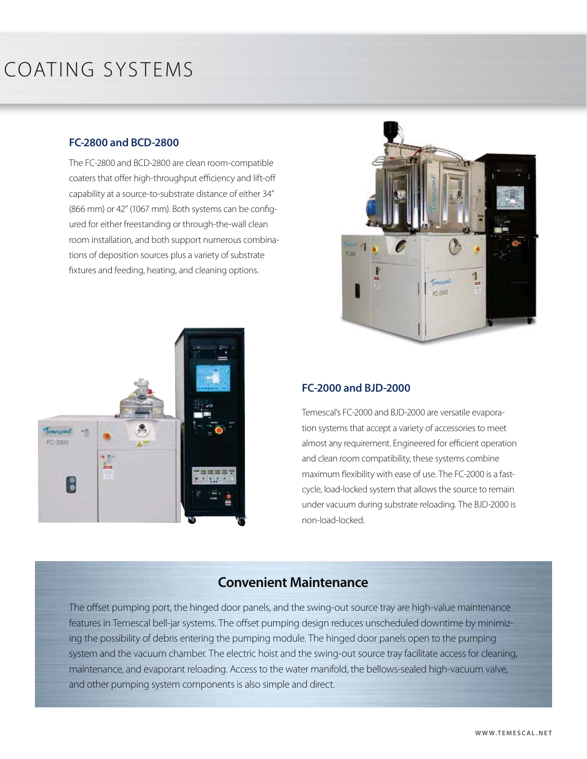# COATING SYSTEMS

### FC-2800 and BCD-2800

The FC-2800 and BCD-2800 are clean room-compatible coaters that offer high-throughput efficiency and lift-off capability at a source-to-substrate distance of either 34" (866 mm) or 42" (1067 mm). Both systems can be configured for either freestanding or through-the-wall clean room installation, and both support numerous combinations of deposition sources plus a variety of substrate fixtures and feeding, heating, and cleaning options.

### FC-2000 and BJD-2000

Temescal's FC-2000 and BJD-2000 are versatile evaporation systems that accept a variety of accessories to meet almost any requirement. Engineered for efficient operation and clean room compatibility, these systems combine maximum flexibility with ease of use. The FC-2000 is a fast-cycle, load-locked system that allows the source to remain under vacuum during substrate reloading. The BJD-2000 is non-load-locked.

## Convenient Maintenance

The offset pumping port, the hinged door panels, and the swing-out source tray are high-value maintenance features in Temescal bell-jar systems. The offset pumping design reduces unscheduled downtime by minimizing the possibility of debris entering the pumping module. The hinged door panels open to the pumping system and the vacuum chamber. The electric hoist and the swing-out source tray facilitate access for cleaning, maintenance, and evaporant reloading. Access to the water manifold, the bellows-sealed high-vacuum valve, and other pumping system components is also simple and direct.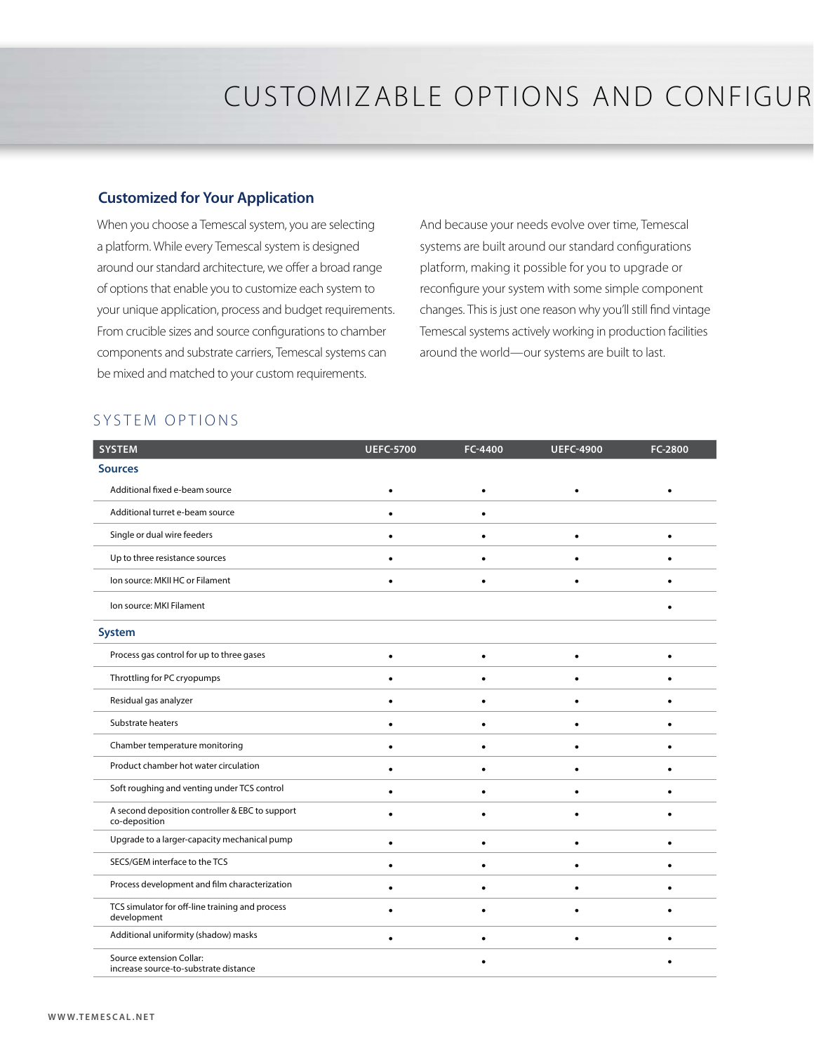# CUSTOMIZABLE OPTIONS AND CONFIGUR

## Customized for Your Application

When you choose a Temescal system, you are selecting a platform. While every Temescal system is designed around our standard architecture, we offer a broad range of options that enable you to customize each system to your unique application, process and budget requirements. From crucible sizes and source configurations to chamber components and substrate carriers, Temescal systems can be mixed and matched to your custom requirements.

And because your needs evolve over time, Temescal systems are built around our standard configurations platform, making it possible for you to upgrade or reconfigure your system with some simple component changes. This is just one reason why you'll still find vintage Temescal systems actively working in production facilities around the world—our systems are built to last.

## SYSTEM OPTIONS

| SYSTEM | UEFC-5700 | FC-4400 | UEFC-4900 | FC-2800 |
|---|---|---|---|---|
| **Sources** | | | | |
| Additional fixed e-beam source | • | • | • | • |
| Additional turret e-beam source | • | • | | |
| Single or dual wire feeders | • | • | • | • |
| Up to three resistance sources | • | • | • | • |
| Ion source: MKII HC or Filament | • | • | • | • |
| Ion source: MKI Filament | | | | • |
| **System** | | | | |
| Process gas control for up to three gases | • | • | • | • |
| Throttling for PC cryopumps | • | • | • | • |
| Residual gas analyzer | • | • | • | • |
| Substrate heaters | • | • | • | • |
| Chamber temperature monitoring | • | • | • | • |
| Product chamber hot water circulation | • | • | • | • |
| Soft roughing and venting under TCS control | • | • | • | • |
| A second deposition controller & EBC to support co-deposition | • | • | • | • |
| Upgrade to a larger-capacity mechanical pump | • | • | • | • |
| SECS/GEM interface to the TCS | • | • | • | • |
| Process development and film characterization | • | • | • | • |
| TCS simulator for off-line training and process development | • | • | • | • |
| Additional uniformity (shadow) masks | • | • | • | • |
| Source extension Collar: increase source-to-substrate distance | | • | | • |

WWW.TEMESCAL.NET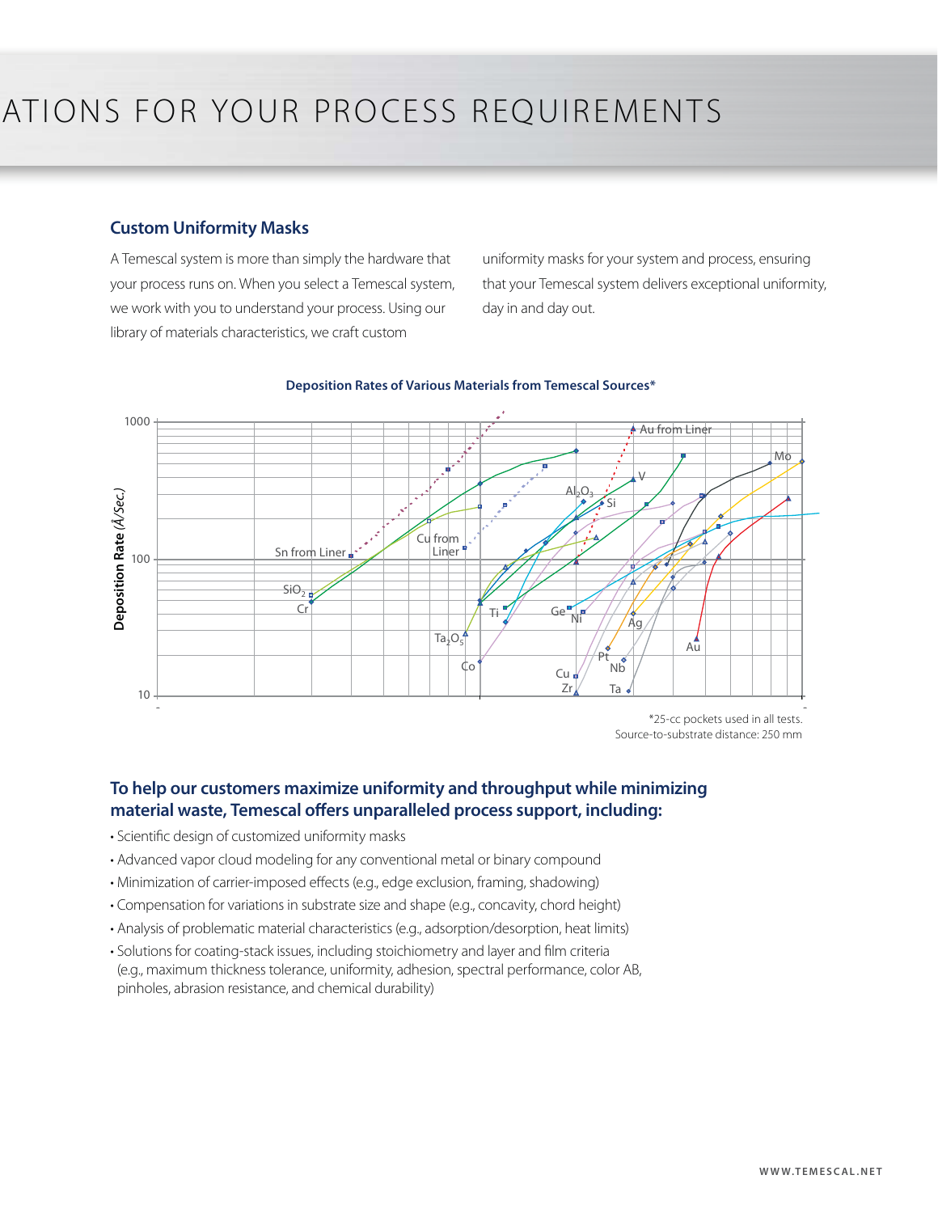# ATIONS FOR YOUR PROCESS REQUIREMENTS

## Custom Uniformity Masks

A Temescal system is more than simply the hardware that your process runs on. When you select a Temescal system, we work with you to understand your process. Using our library of materials characteristics, we craft custom uniformity masks for your system and process, ensuring that your Temescal system delivers exceptional uniformity, day in and day out.

**Deposition Rates of Various Materials from Temescal Sources***

Deposition Rate (Å/Sec.)

1000

100

10

Au from Liner, Mo, V, $Al_2O_3$, Si, Sn from Liner, Cu from Liner, $SiO_2$, Cr, Ti, Ge, Ni, Ag, $Ta_2O_5$, Au, Pt, Nb, Co, Cu, Zr, Ta

*25-cc pockets used in all tests.
Source-to-substrate distance: 250 mm

## To help our customers maximize uniformity and throughput while minimizing material waste, Temescal offers unparalleled process support, including:

- Scientific design of customized uniformity masks
- Advanced vapor cloud modeling for any conventional metal or binary compound
- Minimization of carrier-imposed effects (e.g., edge exclusion, framing, shadowing)
- Compensation for variations in substrate size and shape (e.g., concavity, chord height)
- Analysis of problematic material characteristics (e.g., adsorption/desorption, heat limits)
- Solutions for coating-stack issues, including stoichiometry and layer and film criteria (e.g., maximum thickness tolerance, uniformity, adhesion, spectral performance, color AB, pinholes, abrasion resistance, and chemical durability)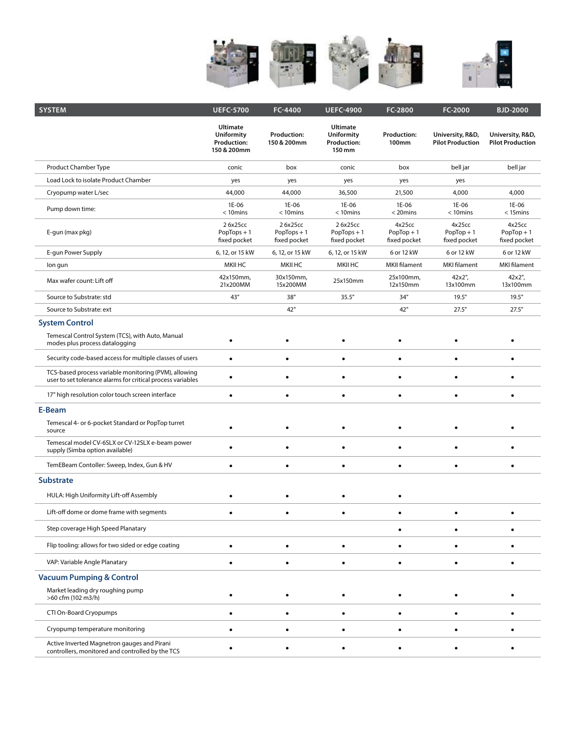| SYSTEM | UEFC-5700 | FC-4400 | UEFC-4900 | FC-2800 | FC-2000 | BJD-2000 |
|---|---|---|---|---|---|---|
| | **Ultimate Uniformity Production: 150 & 200mm** | **Production: 150 & 200mm** | **Ultimate Uniformity Production: 150 mm** | **Production: 100mm** | **University, R&D, Pilot Production** | **University, R&D, Pilot Production** |
| Product Chamber Type | conic | box | conic | box | bell jar | bell jar |
| Load Lock to isolate Product Chamber | yes | yes | yes | yes | yes | |
| Cryopump water L/sec | 44,000 | 44,000 | 36,500 | 21,500 | 4,000 | 4,000 |
| Pump down time: | 1E-06 < 10mins | 1E-06 < 10mins | 1E-06 < 10mins | 1E-06 < 20mins | 1E-06 < 10mins | 1E-06 < 15mins |
| E-gun (max pkg) | 2 6x25cc PopTops + 1 fixed pocket | 2 6x25cc PopTops + 1 fixed pocket | 2 6x25cc PopTops + 1 fixed pocket | 4x25cc PopTop + 1 fixed pocket | 4x25cc PopTop + 1 fixed pocket | 4x25cc PopTop + 1 fixed pocket |
| E-gun Power Supply | 6, 12, or 15 kW | 6, 12, or 15 kW | 6, 12, or 15 kW | 6 or 12 kW | 6 or 12 kW | 6 or 12 kW |
| Ion gun | MKII HC | MKII HC | MKII HC | MKII filament | MKI filament | MKI filament |
| Max wafer count: Lift off | 42x150mm, 21x200MM | 30x150mm, 15x200MM | 25x150mm | 25x100mm, 12x150mm | 42x2", 13x100mm | 42x2", 13x100mm |
| Source to Substrate: std | 43" | 38" | 35.5" | 34" | 19.5" | 19.5" |
| Source to Substrate: ext | | 42" | | 42" | 27.5" | 27.5" |
| **System Control** | | | | | | |
| Temescal Control System (TCS), with Auto, Manual modes plus process datalogging | • | • | • | • | • | • |
| Security code-based access for multiple classes of users | • | • | • | • | • | • |
| TCS-based process variable monitoring (PVM), allowing user to set tolerance alarms for critical process variables | • | • | • | • | • | • |
| 17" high resolution color touch screen interface | • | • | • | • | • | • |
| **E-Beam** | | | | | | |
| Temescal 4- or 6-pocket Standard or PopTop turret source | • | • | • | • | • | • |
| Temescal model CV-6SLX or CV-12SLX e-beam power supply (Simba option available) | • | • | • | • | • | • |
| TemEBeam Contoller: Sweep, Index, Gun & HV | • | • | • | • | • | • |
| **Substrate** | | | | | | |
| HULA: High Uniformity Lift-off Assembly | • | • | • | • | | |
| Lift-off dome or dome frame with segments | • | • | • | • | • | • |
| Step coverage High Speed Planatary | | | | • | • | • |
| Flip tooling: allows for two sided or edge coating | • | • | • | • | • | • |
| VAP: Variable Angle Planatary | • | • | • | • | • | • |
| **Vacuum Pumping & Control** | | | | | | |
| Market leading dry roughing pump >60 cfm (102 m3/h) | • | • | • | • | • | • |
| CTI On-Board Cryopumps | • | • | • | • | • | • |
| Cryopump temperature monitoring | • | • | • | • | • | • |
| Active Inverted Magnetron gauges and Pirani controllers, monitored and controlled by the TCS | • | • | • | • | • | • |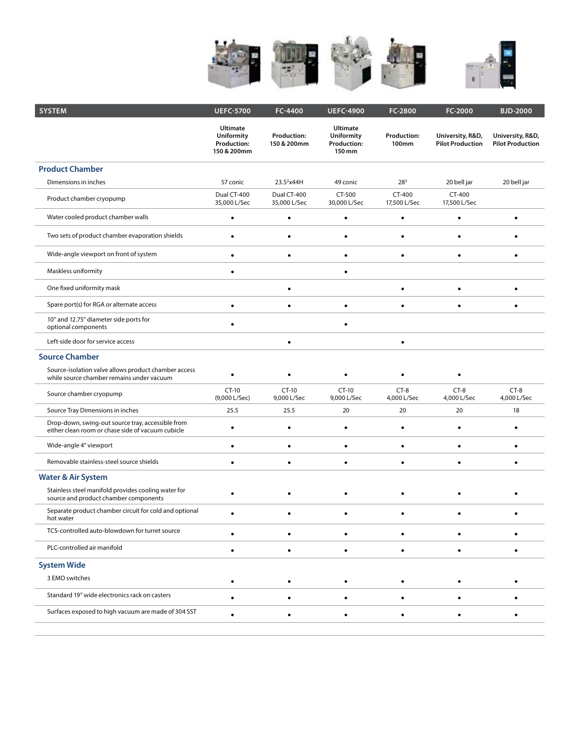| SYSTEM | UEFC-5700 | FC-4400 | UEFC-4900 | FC-2800 | FC-2000 | BJD-2000 |
|---|---|---|---|---|---|---|
| | **Ultimate Uniformity Production: 150 & 200mm** | **Production: 150 & 200mm** | **Ultimate Uniformity Production: 150 mm** | **Production: 100mm** | **University, R&D, Pilot Production** | **University, R&D, Pilot Production** |
| **Product Chamber** | | | | | | |
| Dimensions in inches | 57 conic | $23.5^2$x44H | 49 conic | $28^3$ | 20 bell jar | 20 bell jar |
| Product chamber cryopump | Dual CT-400 35,000 L/Sec | Dual CT-400 35,000 L/Sec | CT-500 30,000 L/Sec | CT-400 17,500 L/Sec | CT-400 17,500 L/Sec | |
| Water cooled product chamber walls | • | • | • | • | • | • |
| Two sets of product chamber evaporation shields | • | • | • | • | • | • |
| Wide-angle viewport on front of system | • | • | • | • | • | • |
| Maskless uniformity | • | | • | | | |
| One fixed uniformity mask | | • | | • | • | • |
| Spare port(s) for RGA or alternate access | • | • | • | • | • | • |
| 10" and 12.75" diameter side ports for optional components | • | | • | | | |
| Left-side door for service access | | • | | • | | |
| **Source Chamber** | | | | | | |
| Source-isolation valve allows product chamber access while source chamber remains under vacuum | • | • | • | • | • | |
| Source chamber cryopump | CT-10 (9,000 L/Sec) | CT-10 9,000 L/Sec | CT-10 9,000 L/Sec | CT-8 4,000 L/Sec | CT-8 4,000 L/Sec | CT-8 4,000 L/Sec |
| Source Tray Dimensions in inches | 25.5 | 25.5 | 20 | 20 | 20 | 18 |
| Drop-down, swing-out source tray, accessible from either clean room or chase side of vacuum cubicle | • | • | • | • | • | • |
| Wide-angle 4" viewport | • | • | • | • | • | • |
| Removable stainless-steel source shields | • | • | • | • | • | • |
| **Water & Air System** | | | | | | |
| Stainless steel manifold provides cooling water for source and product chamber components | • | • | • | • | • | • |
| Separate product chamber circuit for cold and optional hot water | • | • | • | • | • | • |
| TCS-controlled auto-blowdown for turret source | • | • | • | • | • | • |
| PLC-controlled air manifold | • | • | • | • | • | • |
| **System Wide** | | | | | | |
| 3 EMO switches | • | • | • | • | • | • |
| Standard 19" wide electronics rack on casters | • | • | • | • | • | • |
| Surfaces exposed to high vacuum are made of 304 SST | • | • | • | • | • | • |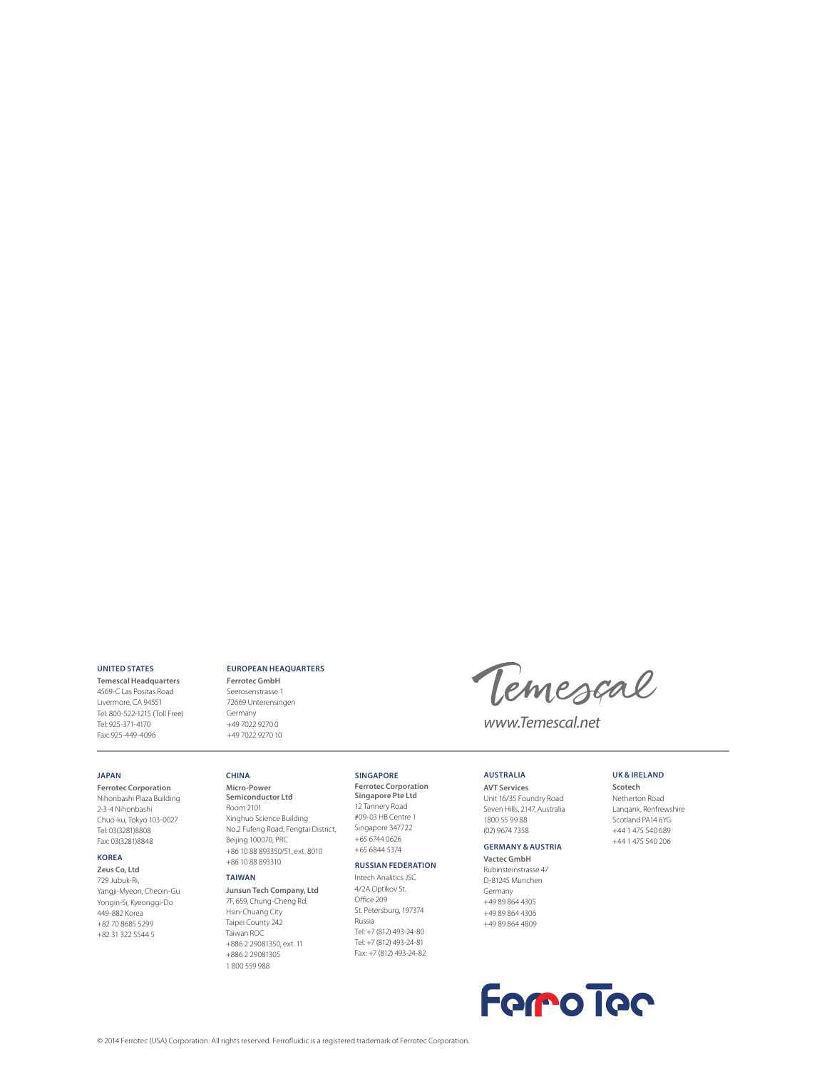**UNITED STATES**

**Temescal Headquarters**
4569-C Las Positas Road
Livermore, CA 94551
Tel: 800-522-1215 (Toll Free)
Tel: 925-371-4170
Fax: 925-449-4096

**EUROPEAN HEAQUARTERS**

**Ferrotec GmbH**
Seerosenstrasse 1
72669 Unterensingen
Germany
+49 7022 9270 0
+49 7022 9270 10

Temescal

www.Temescal.net

---

**JAPAN**

**Ferrotec Corporation**
Nihonbashi Plaza Building
2-3-4 Nihonbashi
Chuo-ku, Tokyo 103-0027
Tel: 03(3281)8808
Fax: 03(3281)8848

**KOREA**

**Zeus Co, Ltd**
729 Jubuk-Ri,
Yangji-Myeon, Cheoin-Gu
Yongin-Si, Kyeonggi-Do
449-882 Korea
+82 70 8685 5299
+82 31 322 5544 5

**CHINA**

**Micro-Power Semiconductor Ltd**
Room 2101
Xinghuo Science Building
No.2 Fufeng Road, Fengtai District,
Beijing 100070, PRC
+86 10 88 893350/51, ext. 8010
+86 10 88 893310

**TAIWAN**

**Junsun Tech Company, Ltd**
7F, 659, Chung-Cheng Rd.
Hsin-Chuang City
Taipei County 242
Taiwan ROC
+886 2 29081350, ext. 11
+886 2 29081305
1 800 559 988

**SINGAPORE**

**Ferrotec Corporation Singapore Pte Ltd**
12 Tannery Road
#09-03 HB Centre 1
Singapore 347722
+65 6744 0626
+65 6844 5374

**RUSSIAN FEDERATION**

Intech Analitics JSC
4/2A Optikov St.
Office 209
St. Petersburg, 197374
Russia
Tel: +7 (812) 493-24-80
Tel: +7 (812) 493-24-81
Fax: +7 (812) 493-24-82

**AUSTRALIA**

**AVT Services**
Unit 16/35 Foundry Road
Seven Hills, 2147, Australia
1800 55 99 88
(02) 9674 7358

**GERMANY & AUSTRIA**

**Vactec GmbH**
Rubinsteinstrasse 47
D-81245 Munchen
Germany
+49 89 864 4305
+49 89 864 4306
+49 89 864 4809

**UK & IRELAND**

**Scotech**
Netherton Road
Lanqank, Renfrewshire
Scotland PA14 6YG
+44 1 475 540 689
+44 1 475 540 206

FerroTec

© 2014 Ferrotec (USA) Corporation. All rights reserved. Ferrofluidic is a registered trademark of Ferrotec Corporation.